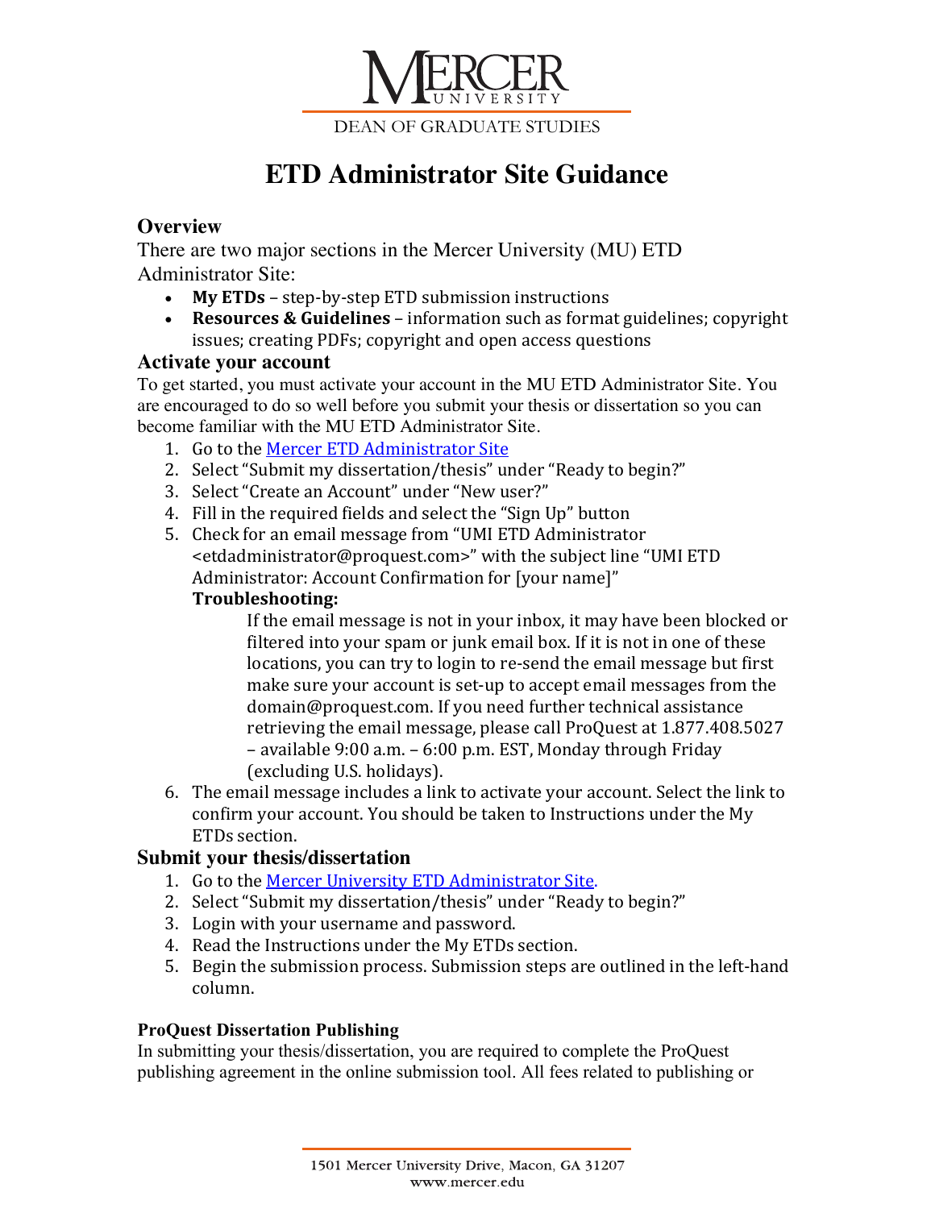MERCER UNIVERSITY

DEAN OF GRADUATE STUDIES

# ETD Administrator Site Guidance

## Overview

There are two major sections in the Mercer University (MU) ETD Administrator Site:

- **My ETDs** – step-by-step ETD submission instructions
- **Resources & Guidelines** – information such as format guidelines; copyright issues; creating PDFs; copyright and open access questions

## Activate your account

To get started, you must activate your account in the MU ETD Administrator Site. You are encouraged to do so well before you submit your thesis or dissertation so you can become familiar with the MU ETD Administrator Site.

1. Go to the Mercer ETD Administrator Site
2. Select "Submit my dissertation/thesis" under "Ready to begin?"
3. Select "Create an Account" under "New user?"
4. Fill in the required fields and select the "Sign Up" button
5. Check for an email message from "UMI ETD Administrator <etdadministrator@proquest.com>" with the subject line "UMI ETD Administrator: Account Confirmation for [your name]"

   **Troubleshooting:**

   If the email message is not in your inbox, it may have been blocked or filtered into your spam or junk email box. If it is not in one of these locations, you can try to login to re-send the email message but first make sure your account is set-up to accept email messages from the domain@proquest.com. If you need further technical assistance retrieving the email message, please call ProQuest at 1.877.408.5027 – available 9:00 a.m. – 6:00 p.m. EST, Monday through Friday (excluding U.S. holidays).

6. The email message includes a link to activate your account. Select the link to confirm your account. You should be taken to Instructions under the My ETDs section.

## Submit your thesis/dissertation

1. Go to the Mercer University ETD Administrator Site.
2. Select "Submit my dissertation/thesis" under "Ready to begin?"
3. Login with your username and password.
4. Read the Instructions under the My ETDs section.
5. Begin the submission process. Submission steps are outlined in the left-hand column.

### ProQuest Dissertation Publishing

In submitting your thesis/dissertation, you are required to complete the ProQuest publishing agreement in the online submission tool. All fees related to publishing or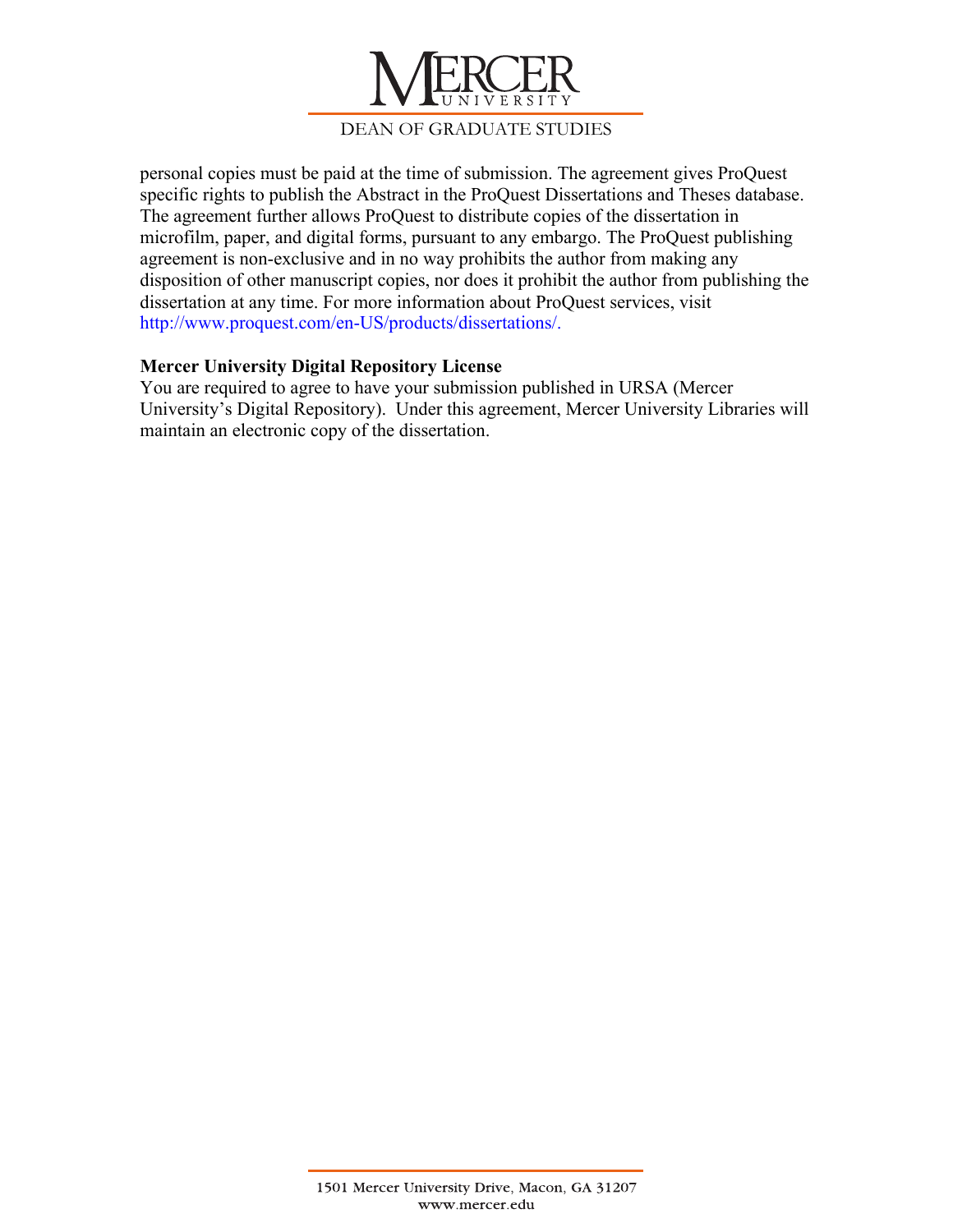personal copies must be paid at the time of submission. The agreement gives ProQuest specific rights to publish the Abstract in the ProQuest Dissertations and Theses database. The agreement further allows ProQuest to distribute copies of the dissertation in microfilm, paper, and digital forms, pursuant to any embargo. The ProQuest publishing agreement is non-exclusive and in no way prohibits the author from making any disposition of other manuscript copies, nor does it prohibit the author from publishing the dissertation at any time. For more information about ProQuest services, visit http://www.proquest.com/en-US/products/dissertations/.

**Mercer University Digital Repository License**

You are required to agree to have your submission published in URSA (Mercer University's Digital Repository). Under this agreement, Mercer University Libraries will maintain an electronic copy of the dissertation.